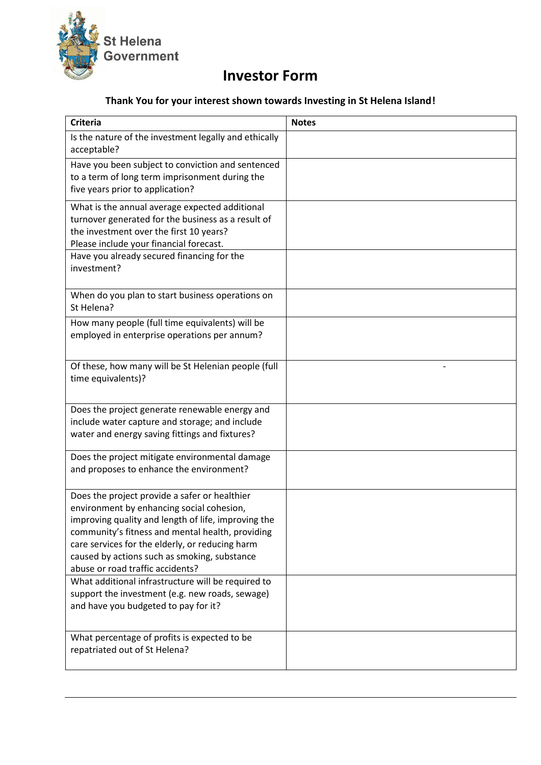St Helena Government

# Investor Form

**Thank You for your interest shown towards Investing in St Helena Island!**

| **Criteria** | **Notes** |
|---|---|
| Is the nature of the investment legally and ethically acceptable? | |
| Have you been subject to conviction and sentenced to a term of long term imprisonment during the five years prior to application? | |
| What is the annual average expected additional turnover generated for the business as a result of the investment over the first 10 years? Please include your financial forecast. | |
| Have you already secured financing for the investment? | |
| When do you plan to start business operations on St Helena? | |
| How many people (full time equivalents) will be employed in enterprise operations per annum? | |
| Of these, how many will be St Helenian people (full time equivalents)? | - |
| Does the project generate renewable energy and include water capture and storage; and include water and energy saving fittings and fixtures? | |
| Does the project mitigate environmental damage and proposes to enhance the environment? | |
| Does the project provide a safer or healthier environment by enhancing social cohesion, improving quality and length of life, improving the community's fitness and mental health, providing care services for the elderly, or reducing harm caused by actions such as smoking, substance abuse or road traffic accidents? | |
| What additional infrastructure will be required to support the investment (e.g. new roads, sewage) and have you budgeted to pay for it? | |
| What percentage of profits is expected to be repatriated out of St Helena? | |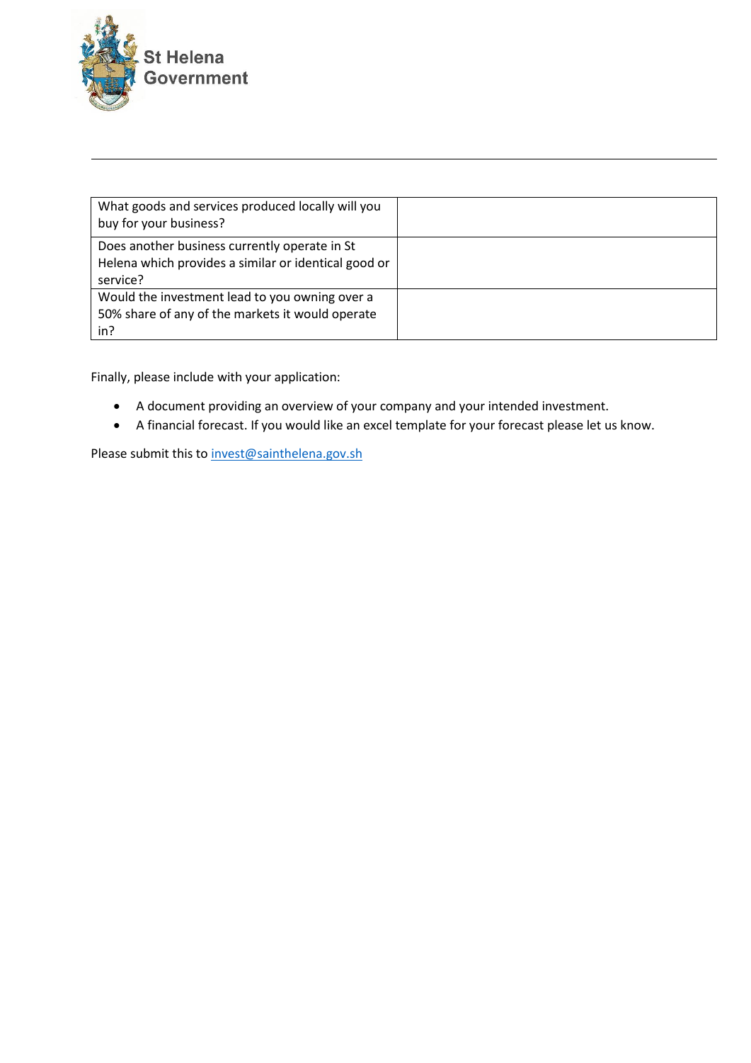| | |
|---|---|
| What goods and services produced locally will you buy for your business? | |
| Does another business currently operate in St Helena which provides a similar or identical good or service? | |
| Would the investment lead to you owning over a 50% share of any of the markets it would operate in? | |

Finally, please include with your application:

- A document providing an overview of your company and your intended investment.
- A financial forecast. If you would like an excel template for your forecast please let us know.

Please submit this to invest@sainthelena.gov.sh